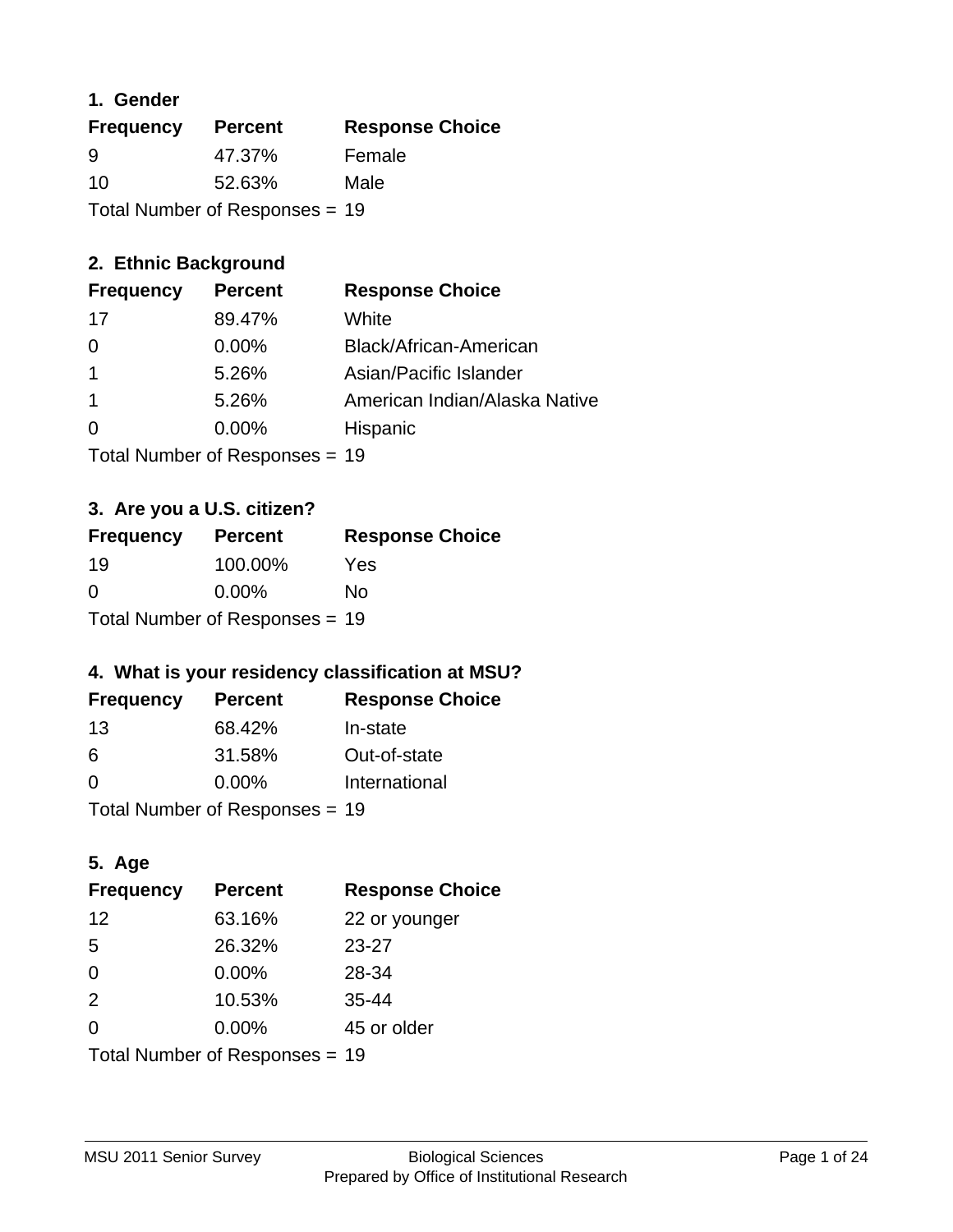## 1. Gender

| Frequency | Percent | Response Choice |
|---|---|---|
| 9 | 47.37% | Female |
| 10 | 52.63% | Male |

Total Number of Responses = 19

## 2. Ethnic Background

| Frequency | Percent | Response Choice |
|---|---|---|
| 17 | 89.47% | White |
| 0 | 0.00% | Black/African-American |
| 1 | 5.26% | Asian/Pacific Islander |
| 1 | 5.26% | American Indian/Alaska Native |
| 0 | 0.00% | Hispanic |

Total Number of Responses = 19

## 3. Are you a U.S. citizen?

| Frequency | Percent | Response Choice |
|---|---|---|
| 19 | 100.00% | Yes |
| 0 | 0.00% | No |

Total Number of Responses = 19

## 4. What is your residency classification at MSU?

| Frequency | Percent | Response Choice |
|---|---|---|
| 13 | 68.42% | In-state |
| 6 | 31.58% | Out-of-state |
| 0 | 0.00% | International |

Total Number of Responses = 19

## 5. Age

| Frequency | Percent | Response Choice |
|---|---|---|
| 12 | 63.16% | 22 or younger |
| 5 | 26.32% | 23-27 |
| 0 | 0.00% | 28-34 |
| 2 | 10.53% | 35-44 |
| 0 | 0.00% | 45 or older |

Total Number of Responses = 19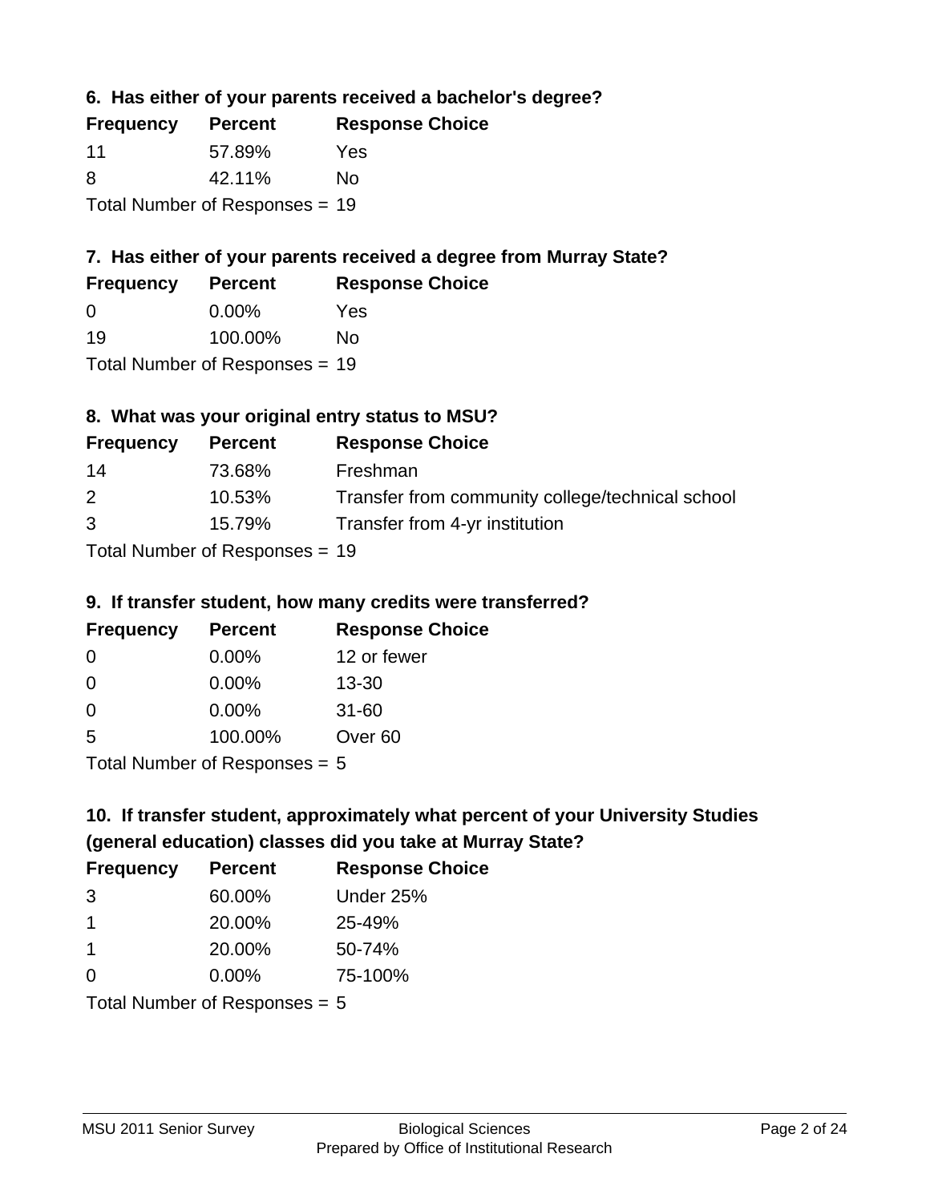### 6. Has either of your parents received a bachelor's degree?

| Frequency | Percent | Response Choice |
| --- | --- | --- |
| 11 | 57.89% | Yes |
| 8 | 42.11% | No |

Total Number of Responses = 19

### 7. Has either of your parents received a degree from Murray State?

| Frequency | Percent | Response Choice |
| --- | --- | --- |
| 0 | 0.00% | Yes |
| 19 | 100.00% | No |

Total Number of Responses = 19

### 8. What was your original entry status to MSU?

| Frequency | Percent | Response Choice |
| --- | --- | --- |
| 14 | 73.68% | Freshman |
| 2 | 10.53% | Transfer from community college/technical school |
| 3 | 15.79% | Transfer from 4-yr institution |

Total Number of Responses = 19

### 9. If transfer student, how many credits were transferred?

| Frequency | Percent | Response Choice |
| --- | --- | --- |
| 0 | 0.00% | 12 or fewer |
| 0 | 0.00% | 13-30 |
| 0 | 0.00% | 31-60 |
| 5 | 100.00% | Over 60 |

Total Number of Responses = 5

### 10. If transfer student, approximately what percent of your University Studies (general education) classes did you take at Murray State?

| Frequency | Percent | Response Choice |
| --- | --- | --- |
| 3 | 60.00% | Under 25% |
| 1 | 20.00% | 25-49% |
| 1 | 20.00% | 50-74% |
| 0 | 0.00% | 75-100% |

Total Number of Responses = 5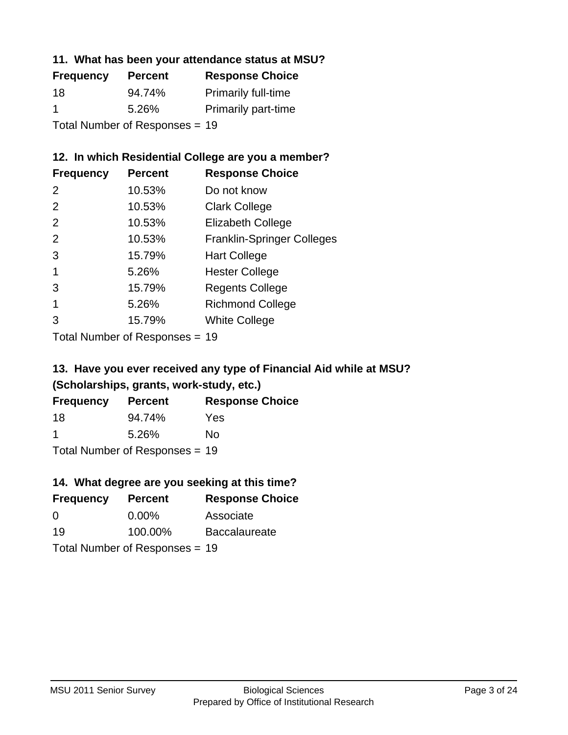### 11. What has been your attendance status at MSU?

| Frequency | Percent | Response Choice |
|---|---|---|
| 18 | 94.74% | Primarily full-time |
| 1 | 5.26% | Primarily part-time |

Total Number of Responses = 19

### 12. In which Residential College are you a member?

| Frequency | Percent | Response Choice |
|---|---|---|
| 2 | 10.53% | Do not know |
| 2 | 10.53% | Clark College |
| 2 | 10.53% | Elizabeth College |
| 2 | 10.53% | Franklin-Springer Colleges |
| 3 | 15.79% | Hart College |
| 1 | 5.26% | Hester College |
| 3 | 15.79% | Regents College |
| 1 | 5.26% | Richmond College |
| 3 | 15.79% | White College |

Total Number of Responses = 19

### 13. Have you ever received any type of Financial Aid while at MSU? (Scholarships, grants, work-study, etc.)

| Frequency | Percent | Response Choice |
|---|---|---|
| 18 | 94.74% | Yes |
| 1 | 5.26% | No |

Total Number of Responses = 19

### 14. What degree are you seeking at this time?

| Frequency | Percent | Response Choice |
|---|---|---|
| 0 | 0.00% | Associate |
| 19 | 100.00% | Baccalaureate |

Total Number of Responses = 19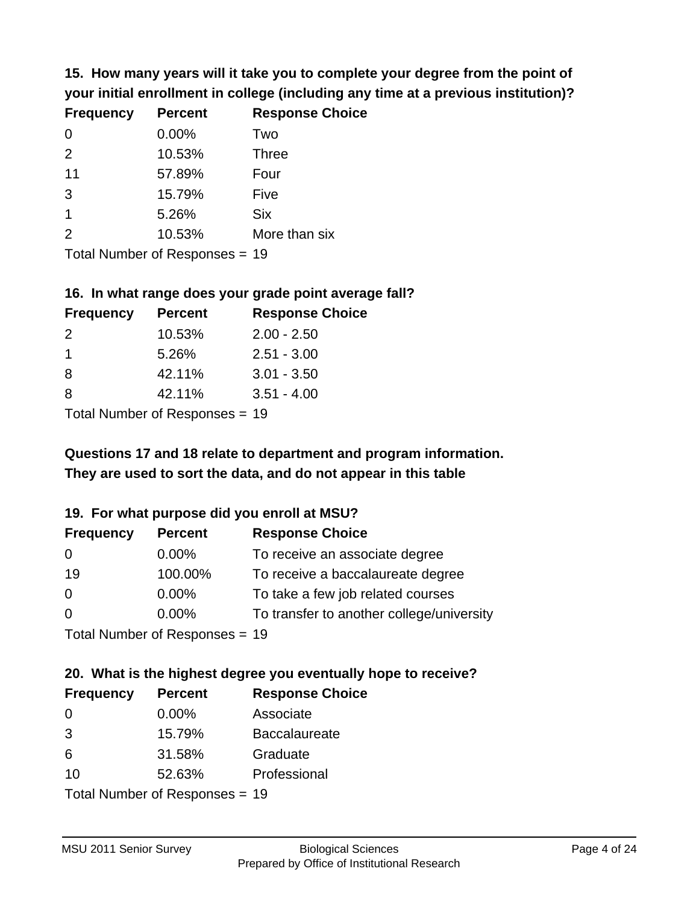**15. How many years will it take you to complete your degree from the point of your initial enrollment in college (including any time at a previous institution)?**

| Frequency | Percent | Response Choice |
|---|---|---|
| 0 | 0.00% | Two |
| 2 | 10.53% | Three |
| 11 | 57.89% | Four |
| 3 | 15.79% | Five |
| 1 | 5.26% | Six |
| 2 | 10.53% | More than six |

Total Number of Responses = 19

**16. In what range does your grade point average fall?**

| Frequency | Percent | Response Choice |
|---|---|---|
| 2 | 10.53% | 2.00 - 2.50 |
| 1 | 5.26% | 2.51 - 3.00 |
| 8 | 42.11% | 3.01 - 3.50 |
| 8 | 42.11% | 3.51 - 4.00 |

Total Number of Responses = 19

**Questions 17 and 18 relate to department and program information. They are used to sort the data, and do not appear in this table**

**19. For what purpose did you enroll at MSU?**

| Frequency | Percent | Response Choice |
|---|---|---|
| 0 | 0.00% | To receive an associate degree |
| 19 | 100.00% | To receive a baccalaureate degree |
| 0 | 0.00% | To take a few job related courses |
| 0 | 0.00% | To transfer to another college/university |

Total Number of Responses = 19

**20. What is the highest degree you eventually hope to receive?**

| Frequency | Percent | Response Choice |
|---|---|---|
| 0 | 0.00% | Associate |
| 3 | 15.79% | Baccalaureate |
| 6 | 31.58% | Graduate |
| 10 | 52.63% | Professional |

Total Number of Responses = 19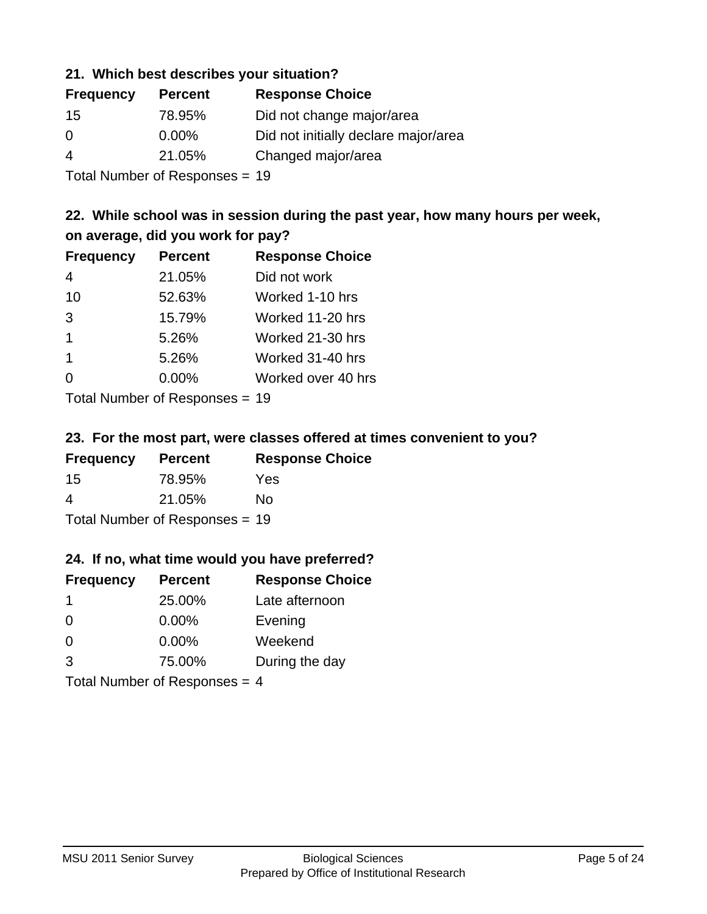### 21. Which best describes your situation?

| Frequency | Percent | Response Choice |
|---|---|---|
| 15 | 78.95% | Did not change major/area |
| 0 | 0.00% | Did not initially declare major/area |
| 4 | 21.05% | Changed major/area |

Total Number of Responses = 19

### 22. While school was in session during the past year, how many hours per week, on average, did you work for pay?

| Frequency | Percent | Response Choice |
|---|---|---|
| 4 | 21.05% | Did not work |
| 10 | 52.63% | Worked 1-10 hrs |
| 3 | 15.79% | Worked 11-20 hrs |
| 1 | 5.26% | Worked 21-30 hrs |
| 1 | 5.26% | Worked 31-40 hrs |
| 0 | 0.00% | Worked over 40 hrs |

Total Number of Responses = 19

### 23. For the most part, were classes offered at times convenient to you?

| Frequency | Percent | Response Choice |
|---|---|---|
| 15 | 78.95% | Yes |
| 4 | 21.05% | No |

Total Number of Responses = 19

### 24. If no, what time would you have preferred?

| Frequency | Percent | Response Choice |
|---|---|---|
| 1 | 25.00% | Late afternoon |
| 0 | 0.00% | Evening |
| 0 | 0.00% | Weekend |
| 3 | 75.00% | During the day |

Total Number of Responses = 4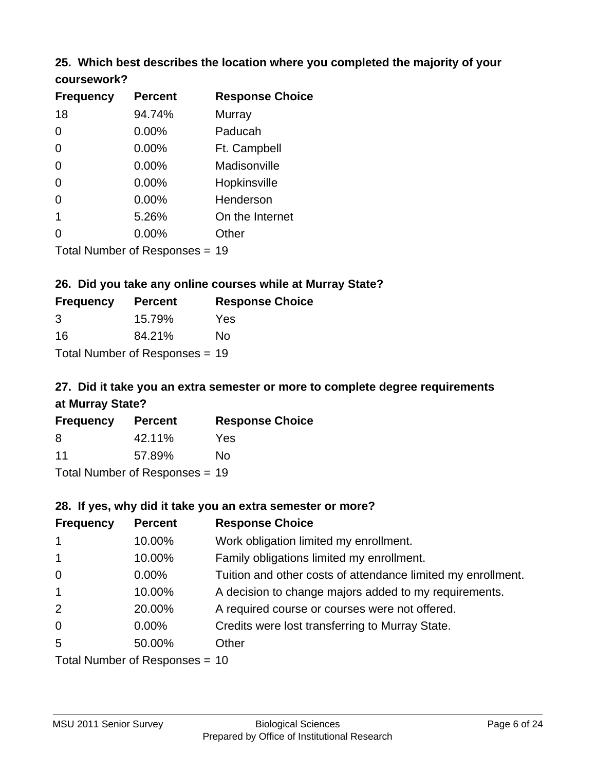### 25. Which best describes the location where you completed the majority of your coursework?

| Frequency | Percent | Response Choice |
|---|---|---|
| 18 | 94.74% | Murray |
| 0 | 0.00% | Paducah |
| 0 | 0.00% | Ft. Campbell |
| 0 | 0.00% | Madisonville |
| 0 | 0.00% | Hopkinsville |
| 0 | 0.00% | Henderson |
| 1 | 5.26% | On the Internet |
| 0 | 0.00% | Other |

Total Number of Responses = 19

### 26. Did you take any online courses while at Murray State?

| Frequency | Percent | Response Choice |
|---|---|---|
| 3 | 15.79% | Yes |
| 16 | 84.21% | No |

Total Number of Responses = 19

### 27. Did it take you an extra semester or more to complete degree requirements at Murray State?

| Frequency | Percent | Response Choice |
|---|---|---|
| 8 | 42.11% | Yes |
| 11 | 57.89% | No |

Total Number of Responses = 19

### 28. If yes, why did it take you an extra semester or more?

| Frequency | Percent | Response Choice |
|---|---|---|
| 1 | 10.00% | Work obligation limited my enrollment. |
| 1 | 10.00% | Family obligations limited my enrollment. |
| 0 | 0.00% | Tuition and other costs of attendance limited my enrollment. |
| 1 | 10.00% | A decision to change majors added to my requirements. |
| 2 | 20.00% | A required course or courses were not offered. |
| 0 | 0.00% | Credits were lost transferring to Murray State. |
| 5 | 50.00% | Other |

Total Number of Responses = 10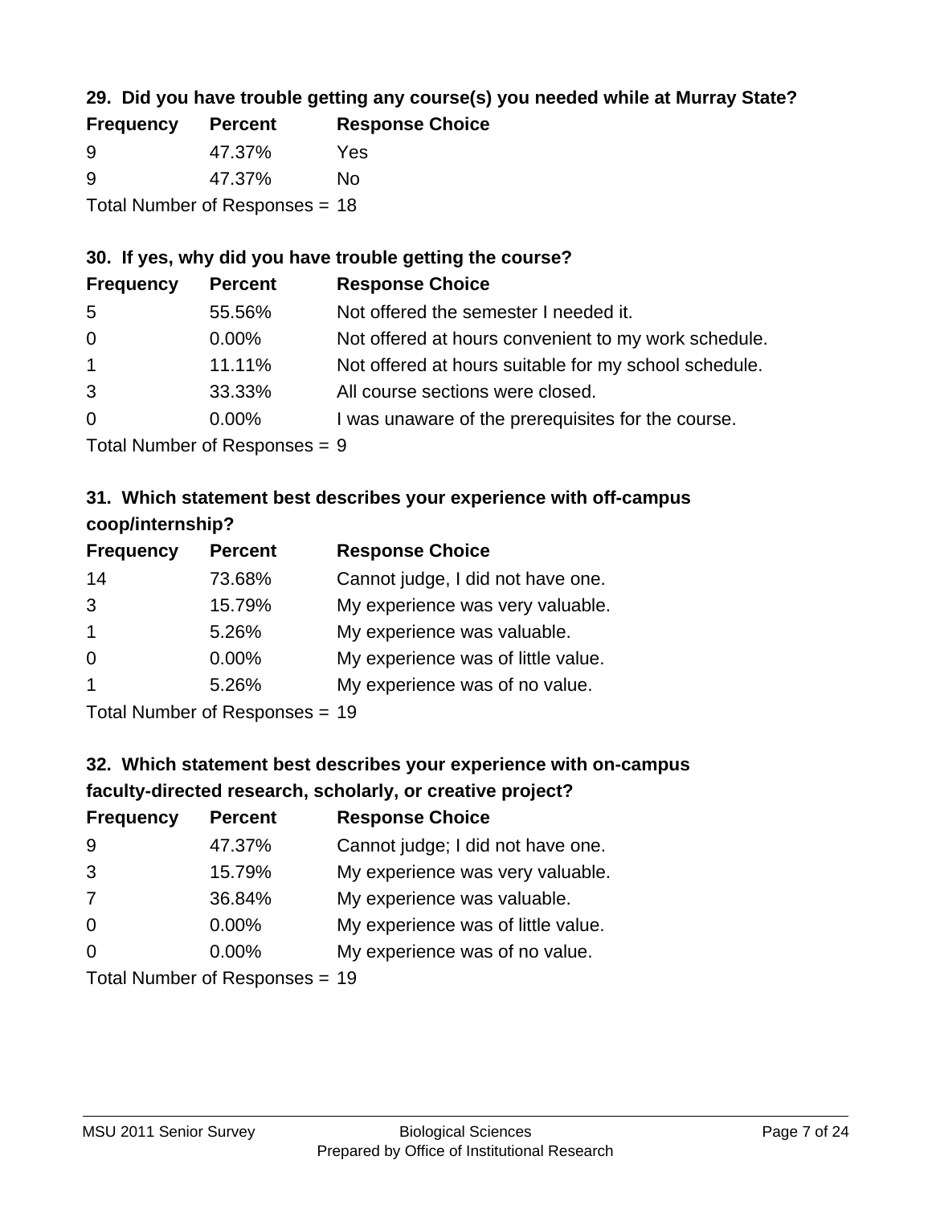### 29. Did you have trouble getting any course(s) you needed while at Murray State?

| Frequency | Percent | Response Choice |
|---|---|---|
| 9 | 47.37% | Yes |
| 9 | 47.37% | No |

Total Number of Responses = 18

### 30. If yes, why did you have trouble getting the course?

| Frequency | Percent | Response Choice |
|---|---|---|
| 5 | 55.56% | Not offered the semester I needed it. |
| 0 | 0.00% | Not offered at hours convenient to my work schedule. |
| 1 | 11.11% | Not offered at hours suitable for my school schedule. |
| 3 | 33.33% | All course sections were closed. |
| 0 | 0.00% | I was unaware of the prerequisites for the course. |

Total Number of Responses = 9

### 31. Which statement best describes your experience with off-campus coop/internship?

| Frequency | Percent | Response Choice |
|---|---|---|
| 14 | 73.68% | Cannot judge, I did not have one. |
| 3 | 15.79% | My experience was very valuable. |
| 1 | 5.26% | My experience was valuable. |
| 0 | 0.00% | My experience was of little value. |
| 1 | 5.26% | My experience was of no value. |

Total Number of Responses = 19

### 32. Which statement best describes your experience with on-campus faculty-directed research, scholarly, or creative project?

| Frequency | Percent | Response Choice |
|---|---|---|
| 9 | 47.37% | Cannot judge; I did not have one. |
| 3 | 15.79% | My experience was very valuable. |
| 7 | 36.84% | My experience was valuable. |
| 0 | 0.00% | My experience was of little value. |
| 0 | 0.00% | My experience was of no value. |

Total Number of Responses = 19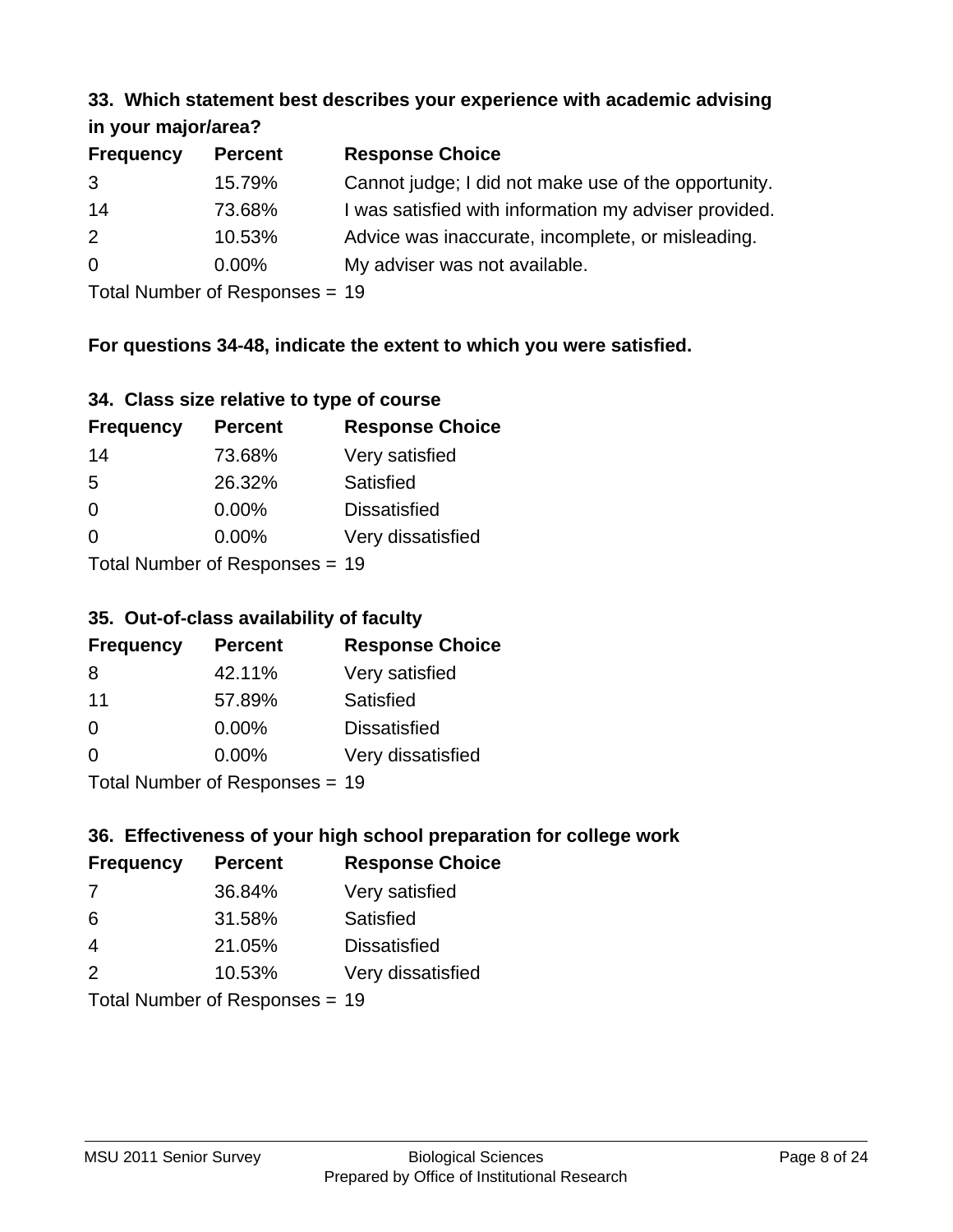### 33. Which statement best describes your experience with academic advising in your major/area?

| Frequency | Percent | Response Choice |
|---|---|---|
| 3 | 15.79% | Cannot judge; I did not make use of the opportunity. |
| 14 | 73.68% | I was satisfied with information my adviser provided. |
| 2 | 10.53% | Advice was inaccurate, incomplete, or misleading. |
| 0 | 0.00% | My adviser was not available. |

Total Number of Responses = 19

**For questions 34-48, indicate the extent to which you were satisfied.**

### 34. Class size relative to type of course

| Frequency | Percent | Response Choice |
|---|---|---|
| 14 | 73.68% | Very satisfied |
| 5 | 26.32% | Satisfied |
| 0 | 0.00% | Dissatisfied |
| 0 | 0.00% | Very dissatisfied |

Total Number of Responses = 19

### 35. Out-of-class availability of faculty

| Frequency | Percent | Response Choice |
|---|---|---|
| 8 | 42.11% | Very satisfied |
| 11 | 57.89% | Satisfied |
| 0 | 0.00% | Dissatisfied |
| 0 | 0.00% | Very dissatisfied |

Total Number of Responses = 19

### 36. Effectiveness of your high school preparation for college work

| Frequency | Percent | Response Choice |
|---|---|---|
| 7 | 36.84% | Very satisfied |
| 6 | 31.58% | Satisfied |
| 4 | 21.05% | Dissatisfied |
| 2 | 10.53% | Very dissatisfied |

Total Number of Responses = 19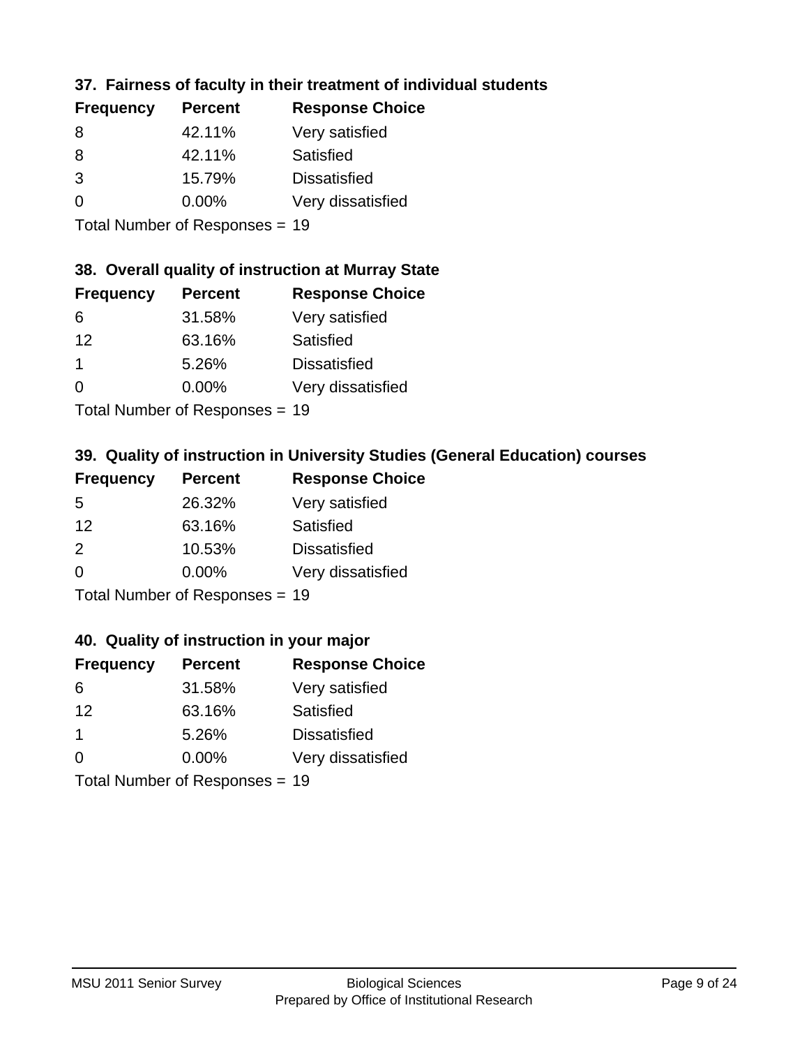### 37. Fairness of faculty in their treatment of individual students

| Frequency | Percent | Response Choice |
|---|---|---|
| 8 | 42.11% | Very satisfied |
| 8 | 42.11% | Satisfied |
| 3 | 15.79% | Dissatisfied |
| 0 | 0.00% | Very dissatisfied |

Total Number of Responses = 19

### 38. Overall quality of instruction at Murray State

| Frequency | Percent | Response Choice |
|---|---|---|
| 6 | 31.58% | Very satisfied |
| 12 | 63.16% | Satisfied |
| 1 | 5.26% | Dissatisfied |
| 0 | 0.00% | Very dissatisfied |

Total Number of Responses = 19

### 39. Quality of instruction in University Studies (General Education) courses

| Frequency | Percent | Response Choice |
|---|---|---|
| 5 | 26.32% | Very satisfied |
| 12 | 63.16% | Satisfied |
| 2 | 10.53% | Dissatisfied |
| 0 | 0.00% | Very dissatisfied |

Total Number of Responses = 19

### 40. Quality of instruction in your major

| Frequency | Percent | Response Choice |
|---|---|---|
| 6 | 31.58% | Very satisfied |
| 12 | 63.16% | Satisfied |
| 1 | 5.26% | Dissatisfied |
| 0 | 0.00% | Very dissatisfied |

Total Number of Responses = 19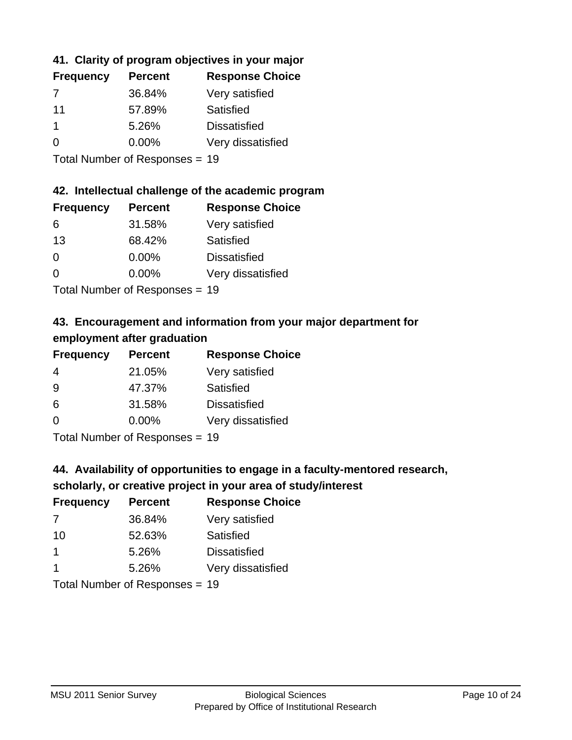### 41. Clarity of program objectives in your major

| Frequency | Percent | Response Choice |
|---|---|---|
| 7 | 36.84% | Very satisfied |
| 11 | 57.89% | Satisfied |
| 1 | 5.26% | Dissatisfied |
| 0 | 0.00% | Very dissatisfied |

Total Number of Responses = 19

### 42. Intellectual challenge of the academic program

| Frequency | Percent | Response Choice |
|---|---|---|
| 6 | 31.58% | Very satisfied |
| 13 | 68.42% | Satisfied |
| 0 | 0.00% | Dissatisfied |
| 0 | 0.00% | Very dissatisfied |

Total Number of Responses = 19

### 43. Encouragement and information from your major department for employment after graduation

| Frequency | Percent | Response Choice |
|---|---|---|
| 4 | 21.05% | Very satisfied |
| 9 | 47.37% | Satisfied |
| 6 | 31.58% | Dissatisfied |
| 0 | 0.00% | Very dissatisfied |

Total Number of Responses = 19

### 44. Availability of opportunities to engage in a faculty-mentored research, scholarly, or creative project in your area of study/interest

| Frequency | Percent | Response Choice |
|---|---|---|
| 7 | 36.84% | Very satisfied |
| 10 | 52.63% | Satisfied |
| 1 | 5.26% | Dissatisfied |
| 1 | 5.26% | Very dissatisfied |

Total Number of Responses = 19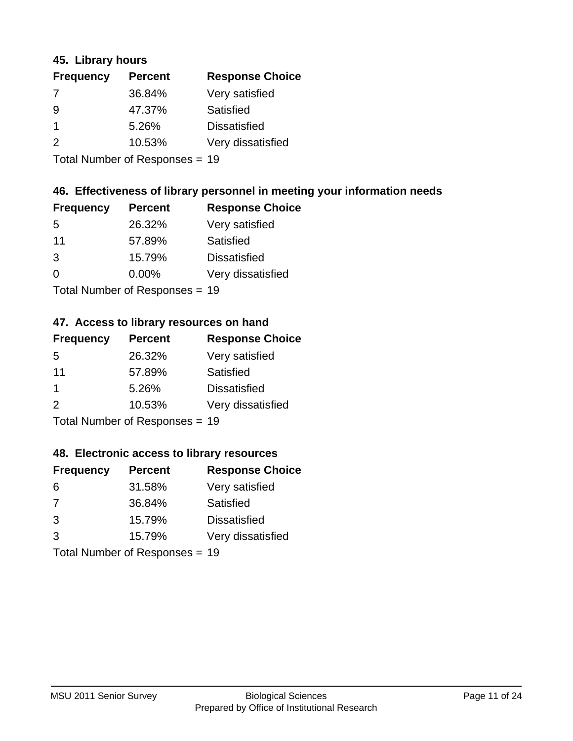### 45. Library hours

| Frequency | Percent | Response Choice |
| --- | --- | --- |
| 7 | 36.84% | Very satisfied |
| 9 | 47.37% | Satisfied |
| 1 | 5.26% | Dissatisfied |
| 2 | 10.53% | Very dissatisfied |

Total Number of Responses = 19

### 46. Effectiveness of library personnel in meeting your information needs

| Frequency | Percent | Response Choice |
| --- | --- | --- |
| 5 | 26.32% | Very satisfied |
| 11 | 57.89% | Satisfied |
| 3 | 15.79% | Dissatisfied |
| 0 | 0.00% | Very dissatisfied |

Total Number of Responses = 19

### 47. Access to library resources on hand

| Frequency | Percent | Response Choice |
| --- | --- | --- |
| 5 | 26.32% | Very satisfied |
| 11 | 57.89% | Satisfied |
| 1 | 5.26% | Dissatisfied |
| 2 | 10.53% | Very dissatisfied |

Total Number of Responses = 19

### 48. Electronic access to library resources

| Frequency | Percent | Response Choice |
| --- | --- | --- |
| 6 | 31.58% | Very satisfied |
| 7 | 36.84% | Satisfied |
| 3 | 15.79% | Dissatisfied |
| 3 | 15.79% | Very dissatisfied |

Total Number of Responses = 19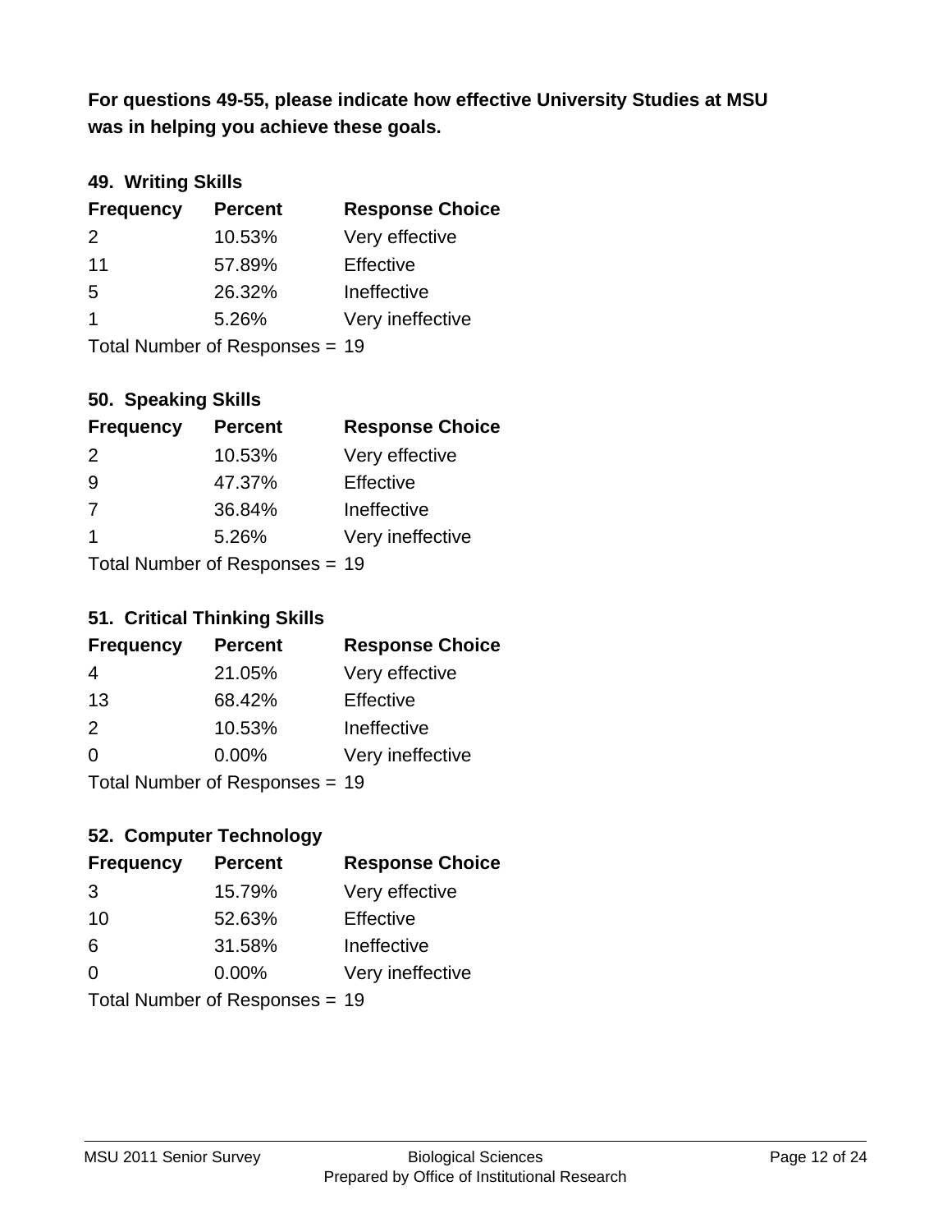**For questions 49-55, please indicate how effective University Studies at MSU was in helping you achieve these goals.**

### 49. Writing Skills

| Frequency | Percent | Response Choice |
|---|---|---|
| 2 | 10.53% | Very effective |
| 11 | 57.89% | Effective |
| 5 | 26.32% | Ineffective |
| 1 | 5.26% | Very ineffective |

Total Number of Responses = 19

### 50. Speaking Skills

| Frequency | Percent | Response Choice |
|---|---|---|
| 2 | 10.53% | Very effective |
| 9 | 47.37% | Effective |
| 7 | 36.84% | Ineffective |
| 1 | 5.26% | Very ineffective |

Total Number of Responses = 19

### 51. Critical Thinking Skills

| Frequency | Percent | Response Choice |
|---|---|---|
| 4 | 21.05% | Very effective |
| 13 | 68.42% | Effective |
| 2 | 10.53% | Ineffective |
| 0 | 0.00% | Very ineffective |

Total Number of Responses = 19

### 52. Computer Technology

| Frequency | Percent | Response Choice |
|---|---|---|
| 3 | 15.79% | Very effective |
| 10 | 52.63% | Effective |
| 6 | 31.58% | Ineffective |
| 0 | 0.00% | Very ineffective |

Total Number of Responses = 19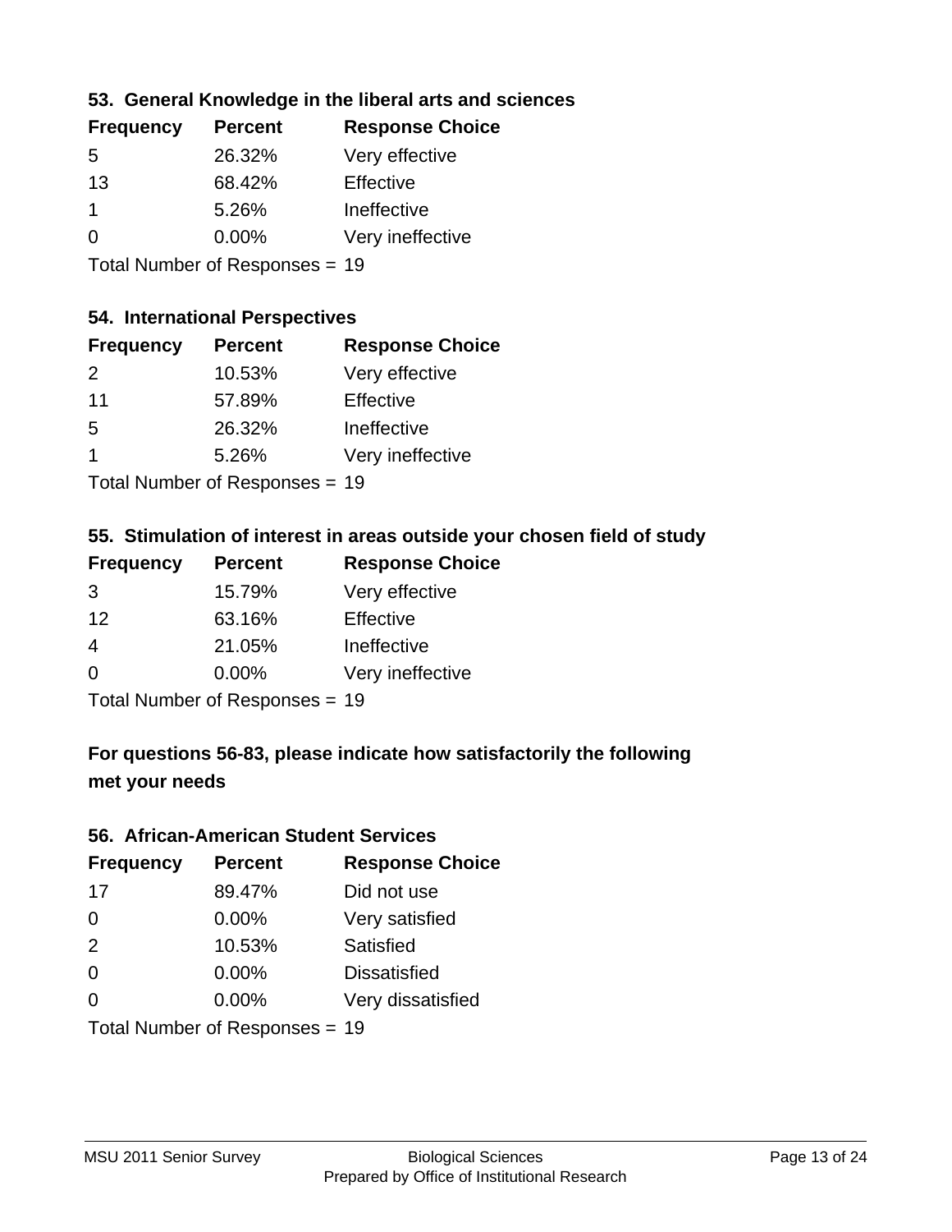### 53. General Knowledge in the liberal arts and sciences

| Frequency | Percent | Response Choice |
|---|---|---|
| 5 | 26.32% | Very effective |
| 13 | 68.42% | Effective |
| 1 | 5.26% | Ineffective |
| 0 | 0.00% | Very ineffective |

Total Number of Responses = 19

### 54. International Perspectives

| Frequency | Percent | Response Choice |
|---|---|---|
| 2 | 10.53% | Very effective |
| 11 | 57.89% | Effective |
| 5 | 26.32% | Ineffective |
| 1 | 5.26% | Very ineffective |

Total Number of Responses = 19

### 55. Stimulation of interest in areas outside your chosen field of study

| Frequency | Percent | Response Choice |
|---|---|---|
| 3 | 15.79% | Very effective |
| 12 | 63.16% | Effective |
| 4 | 21.05% | Ineffective |
| 0 | 0.00% | Very ineffective |

Total Number of Responses = 19

## For questions 56-83, please indicate how satisfactorily the following met your needs

### 56. African-American Student Services

| Frequency | Percent | Response Choice |
|---|---|---|
| 17 | 89.47% | Did not use |
| 0 | 0.00% | Very satisfied |
| 2 | 10.53% | Satisfied |
| 0 | 0.00% | Dissatisfied |
| 0 | 0.00% | Very dissatisfied |

Total Number of Responses = 19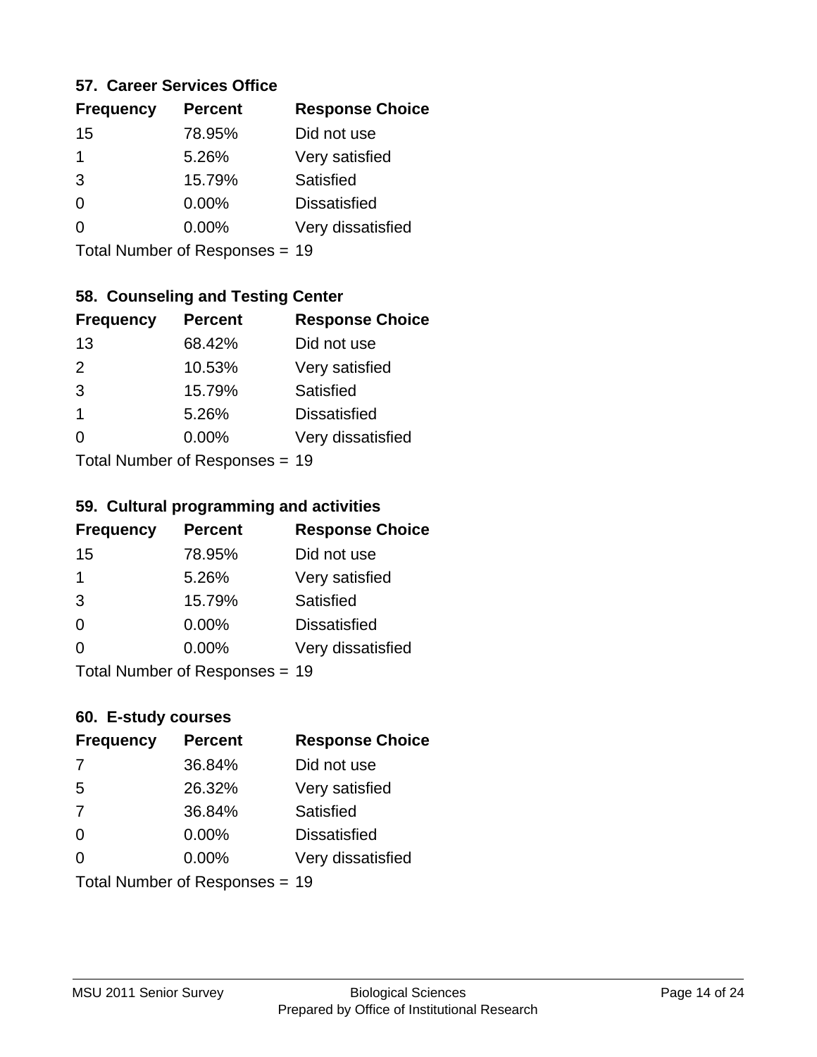### 57. Career Services Office

| Frequency | Percent | Response Choice |
|---|---|---|
| 15 | 78.95% | Did not use |
| 1 | 5.26% | Very satisfied |
| 3 | 15.79% | Satisfied |
| 0 | 0.00% | Dissatisfied |
| 0 | 0.00% | Very dissatisfied |

Total Number of Responses = 19

### 58. Counseling and Testing Center

| Frequency | Percent | Response Choice |
|---|---|---|
| 13 | 68.42% | Did not use |
| 2 | 10.53% | Very satisfied |
| 3 | 15.79% | Satisfied |
| 1 | 5.26% | Dissatisfied |
| 0 | 0.00% | Very dissatisfied |

Total Number of Responses = 19

### 59. Cultural programming and activities

| Frequency | Percent | Response Choice |
|---|---|---|
| 15 | 78.95% | Did not use |
| 1 | 5.26% | Very satisfied |
| 3 | 15.79% | Satisfied |
| 0 | 0.00% | Dissatisfied |
| 0 | 0.00% | Very dissatisfied |

Total Number of Responses = 19

### 60. E-study courses

| Frequency | Percent | Response Choice |
|---|---|---|
| 7 | 36.84% | Did not use |
| 5 | 26.32% | Very satisfied |
| 7 | 36.84% | Satisfied |
| 0 | 0.00% | Dissatisfied |
| 0 | 0.00% | Very dissatisfied |

Total Number of Responses = 19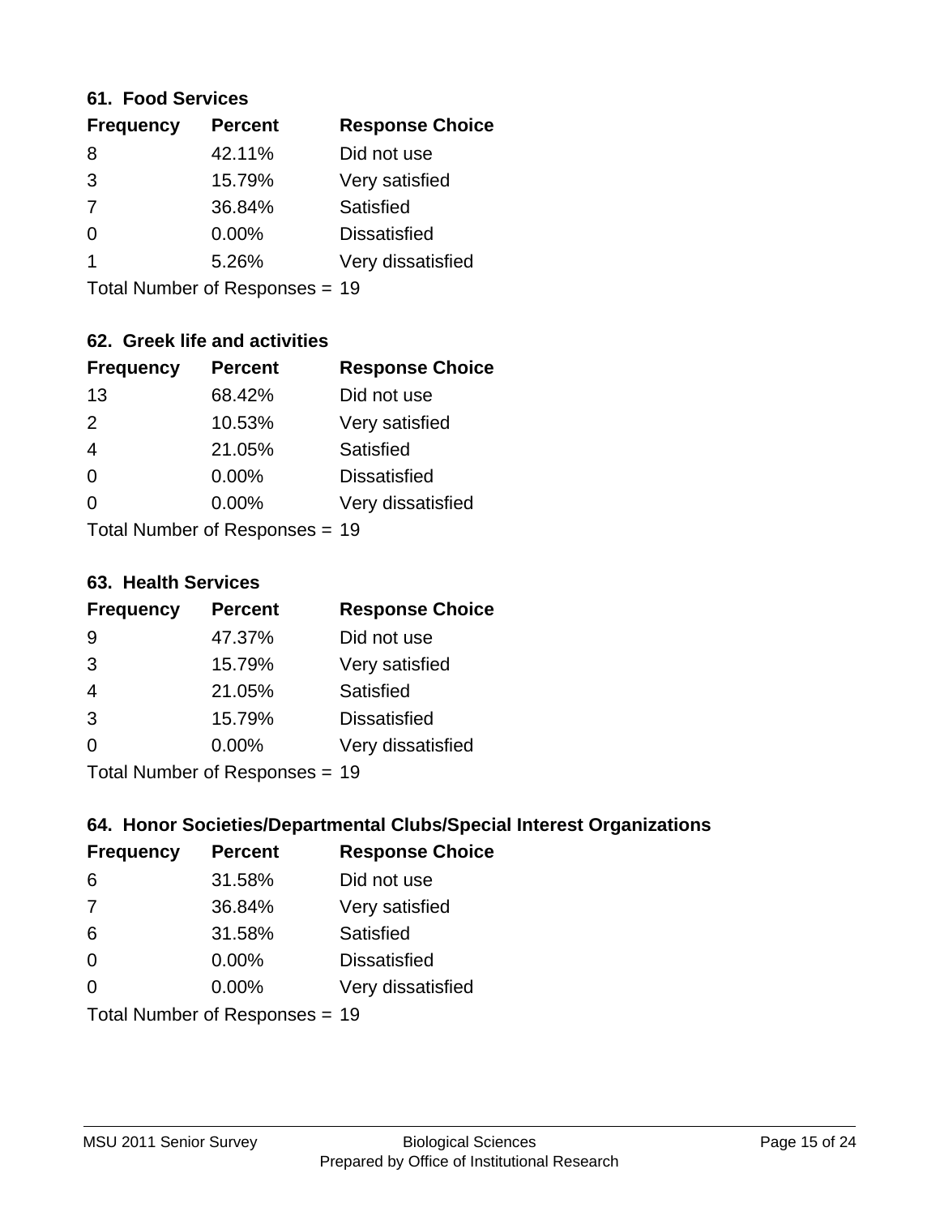### 61. Food Services

| Frequency | Percent | Response Choice |
|---|---|---|
| 8 | 42.11% | Did not use |
| 3 | 15.79% | Very satisfied |
| 7 | 36.84% | Satisfied |
| 0 | 0.00% | Dissatisfied |
| 1 | 5.26% | Very dissatisfied |

Total Number of Responses = 19

### 62. Greek life and activities

| Frequency | Percent | Response Choice |
|---|---|---|
| 13 | 68.42% | Did not use |
| 2 | 10.53% | Very satisfied |
| 4 | 21.05% | Satisfied |
| 0 | 0.00% | Dissatisfied |
| 0 | 0.00% | Very dissatisfied |

Total Number of Responses = 19

### 63. Health Services

| Frequency | Percent | Response Choice |
|---|---|---|
| 9 | 47.37% | Did not use |
| 3 | 15.79% | Very satisfied |
| 4 | 21.05% | Satisfied |
| 3 | 15.79% | Dissatisfied |
| 0 | 0.00% | Very dissatisfied |

Total Number of Responses = 19

### 64. Honor Societies/Departmental Clubs/Special Interest Organizations

| Frequency | Percent | Response Choice |
|---|---|---|
| 6 | 31.58% | Did not use |
| 7 | 36.84% | Very satisfied |
| 6 | 31.58% | Satisfied |
| 0 | 0.00% | Dissatisfied |
| 0 | 0.00% | Very dissatisfied |

Total Number of Responses = 19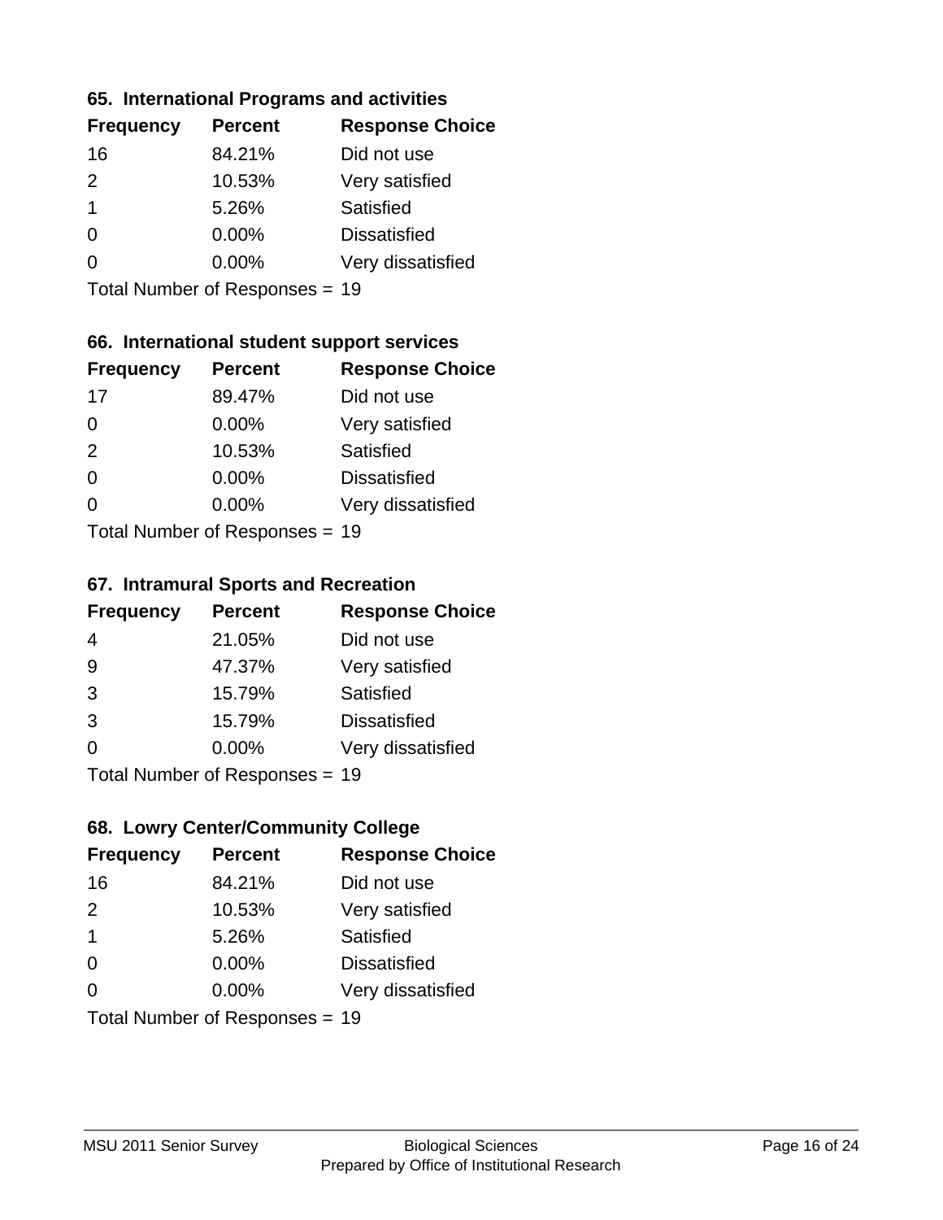### 65. International Programs and activities

| Frequency | Percent | Response Choice |
|---|---|---|
| 16 | 84.21% | Did not use |
| 2 | 10.53% | Very satisfied |
| 1 | 5.26% | Satisfied |
| 0 | 0.00% | Dissatisfied |
| 0 | 0.00% | Very dissatisfied |

Total Number of Responses = 19

### 66. International student support services

| Frequency | Percent | Response Choice |
|---|---|---|
| 17 | 89.47% | Did not use |
| 0 | 0.00% | Very satisfied |
| 2 | 10.53% | Satisfied |
| 0 | 0.00% | Dissatisfied |
| 0 | 0.00% | Very dissatisfied |

Total Number of Responses = 19

### 67. Intramural Sports and Recreation

| Frequency | Percent | Response Choice |
|---|---|---|
| 4 | 21.05% | Did not use |
| 9 | 47.37% | Very satisfied |
| 3 | 15.79% | Satisfied |
| 3 | 15.79% | Dissatisfied |
| 0 | 0.00% | Very dissatisfied |

Total Number of Responses = 19

### 68. Lowry Center/Community College

| Frequency | Percent | Response Choice |
|---|---|---|
| 16 | 84.21% | Did not use |
| 2 | 10.53% | Very satisfied |
| 1 | 5.26% | Satisfied |
| 0 | 0.00% | Dissatisfied |
| 0 | 0.00% | Very dissatisfied |

Total Number of Responses = 19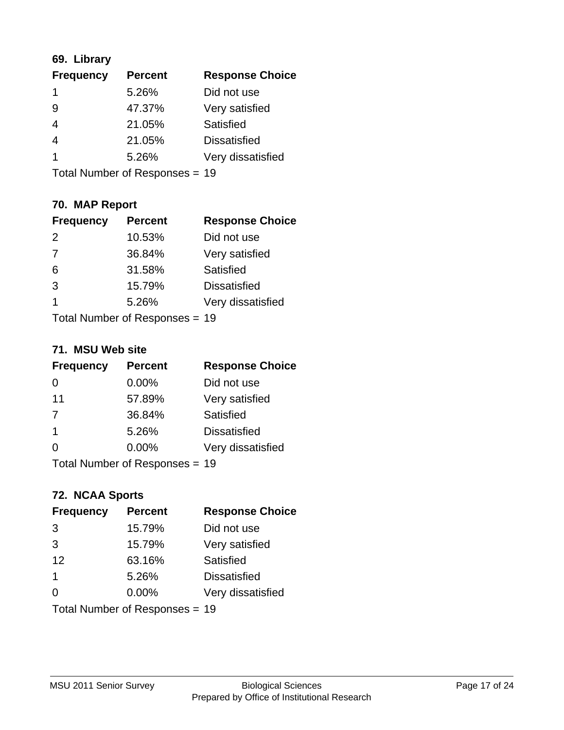### 69. Library

| Frequency | Percent | Response Choice |
|---|---|---|
| 1 | 5.26% | Did not use |
| 9 | 47.37% | Very satisfied |
| 4 | 21.05% | Satisfied |
| 4 | 21.05% | Dissatisfied |
| 1 | 5.26% | Very dissatisfied |

Total Number of Responses = 19

### 70. MAP Report

| Frequency | Percent | Response Choice |
|---|---|---|
| 2 | 10.53% | Did not use |
| 7 | 36.84% | Very satisfied |
| 6 | 31.58% | Satisfied |
| 3 | 15.79% | Dissatisfied |
| 1 | 5.26% | Very dissatisfied |

Total Number of Responses = 19

### 71. MSU Web site

| Frequency | Percent | Response Choice |
|---|---|---|
| 0 | 0.00% | Did not use |
| 11 | 57.89% | Very satisfied |
| 7 | 36.84% | Satisfied |
| 1 | 5.26% | Dissatisfied |
| 0 | 0.00% | Very dissatisfied |

Total Number of Responses = 19

### 72. NCAA Sports

| Frequency | Percent | Response Choice |
|---|---|---|
| 3 | 15.79% | Did not use |
| 3 | 15.79% | Very satisfied |
| 12 | 63.16% | Satisfied |
| 1 | 5.26% | Dissatisfied |
| 0 | 0.00% | Very dissatisfied |

Total Number of Responses = 19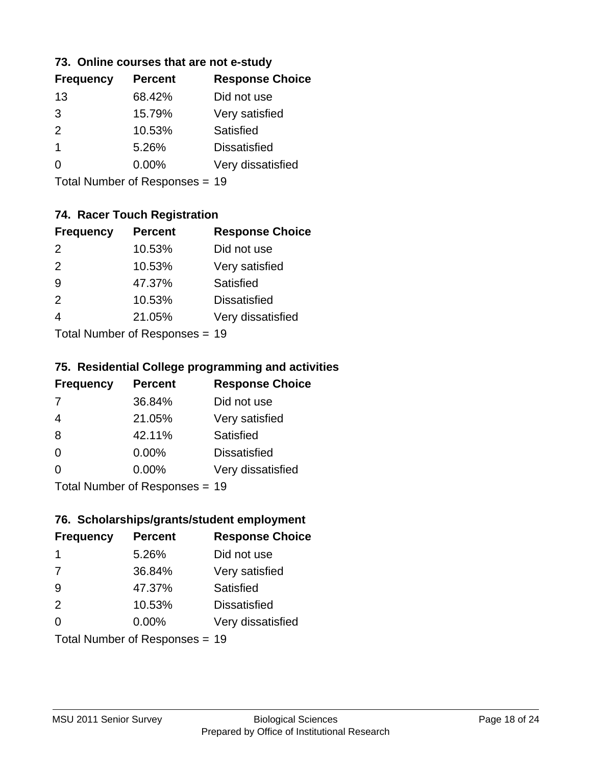### 73. Online courses that are not e-study

| Frequency | Percent | Response Choice |
|---|---|---|
| 13 | 68.42% | Did not use |
| 3 | 15.79% | Very satisfied |
| 2 | 10.53% | Satisfied |
| 1 | 5.26% | Dissatisfied |
| 0 | 0.00% | Very dissatisfied |

Total Number of Responses = 19

### 74. Racer Touch Registration

| Frequency | Percent | Response Choice |
|---|---|---|
| 2 | 10.53% | Did not use |
| 2 | 10.53% | Very satisfied |
| 9 | 47.37% | Satisfied |
| 2 | 10.53% | Dissatisfied |
| 4 | 21.05% | Very dissatisfied |

Total Number of Responses = 19

### 75. Residential College programming and activities

| Frequency | Percent | Response Choice |
|---|---|---|
| 7 | 36.84% | Did not use |
| 4 | 21.05% | Very satisfied |
| 8 | 42.11% | Satisfied |
| 0 | 0.00% | Dissatisfied |
| 0 | 0.00% | Very dissatisfied |

Total Number of Responses = 19

### 76. Scholarships/grants/student employment

| Frequency | Percent | Response Choice |
|---|---|---|
| 1 | 5.26% | Did not use |
| 7 | 36.84% | Very satisfied |
| 9 | 47.37% | Satisfied |
| 2 | 10.53% | Dissatisfied |
| 0 | 0.00% | Very dissatisfied |

Total Number of Responses = 19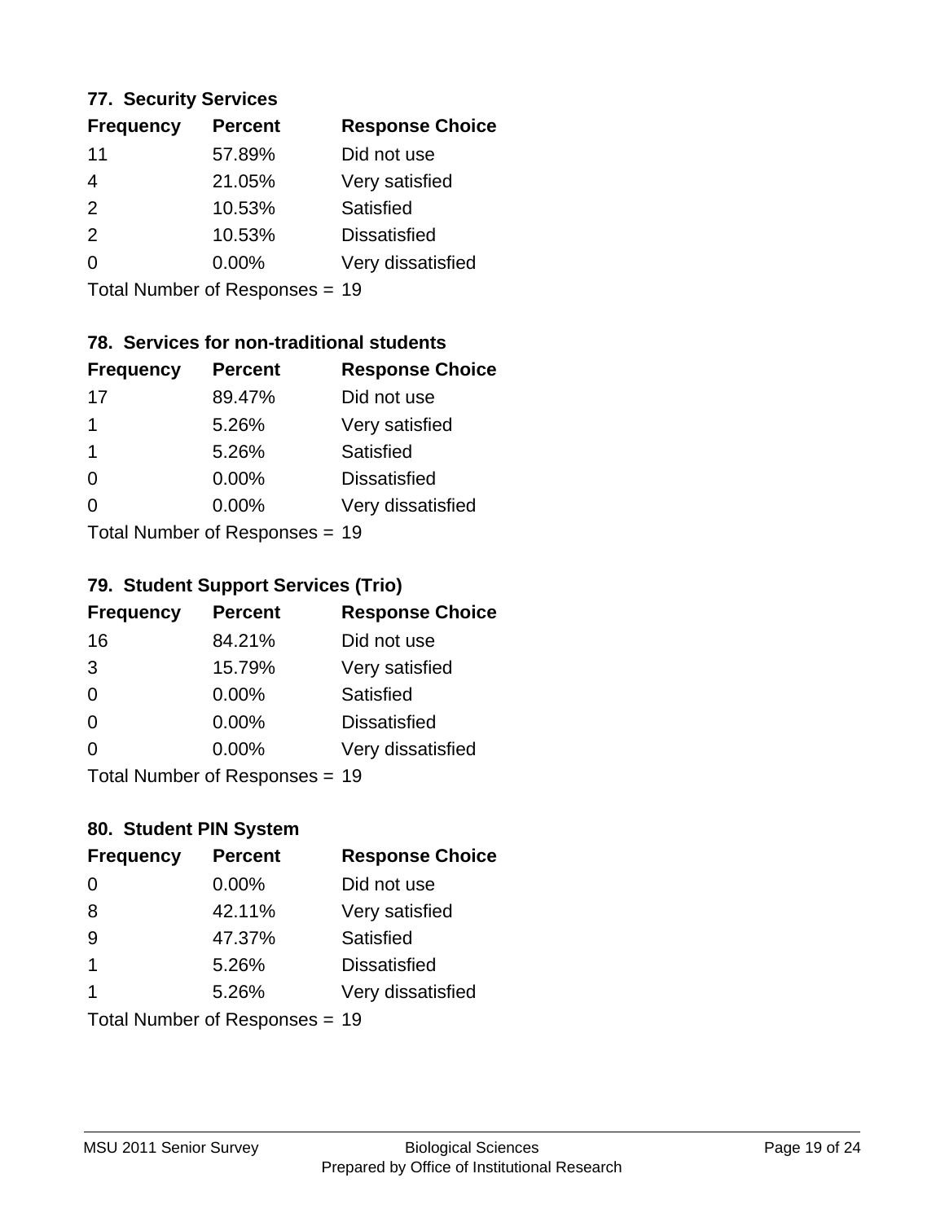### 77. Security Services

| Frequency | Percent | Response Choice |
| --- | --- | --- |
| 11 | 57.89% | Did not use |
| 4 | 21.05% | Very satisfied |
| 2 | 10.53% | Satisfied |
| 2 | 10.53% | Dissatisfied |
| 0 | 0.00% | Very dissatisfied |

Total Number of Responses = 19

### 78. Services for non-traditional students

| Frequency | Percent | Response Choice |
| --- | --- | --- |
| 17 | 89.47% | Did not use |
| 1 | 5.26% | Very satisfied |
| 1 | 5.26% | Satisfied |
| 0 | 0.00% | Dissatisfied |
| 0 | 0.00% | Very dissatisfied |

Total Number of Responses = 19

### 79. Student Support Services (Trio)

| Frequency | Percent | Response Choice |
| --- | --- | --- |
| 16 | 84.21% | Did not use |
| 3 | 15.79% | Very satisfied |
| 0 | 0.00% | Satisfied |
| 0 | 0.00% | Dissatisfied |
| 0 | 0.00% | Very dissatisfied |

Total Number of Responses = 19

### 80. Student PIN System

| Frequency | Percent | Response Choice |
| --- | --- | --- |
| 0 | 0.00% | Did not use |
| 8 | 42.11% | Very satisfied |
| 9 | 47.37% | Satisfied |
| 1 | 5.26% | Dissatisfied |
| 1 | 5.26% | Very dissatisfied |

Total Number of Responses = 19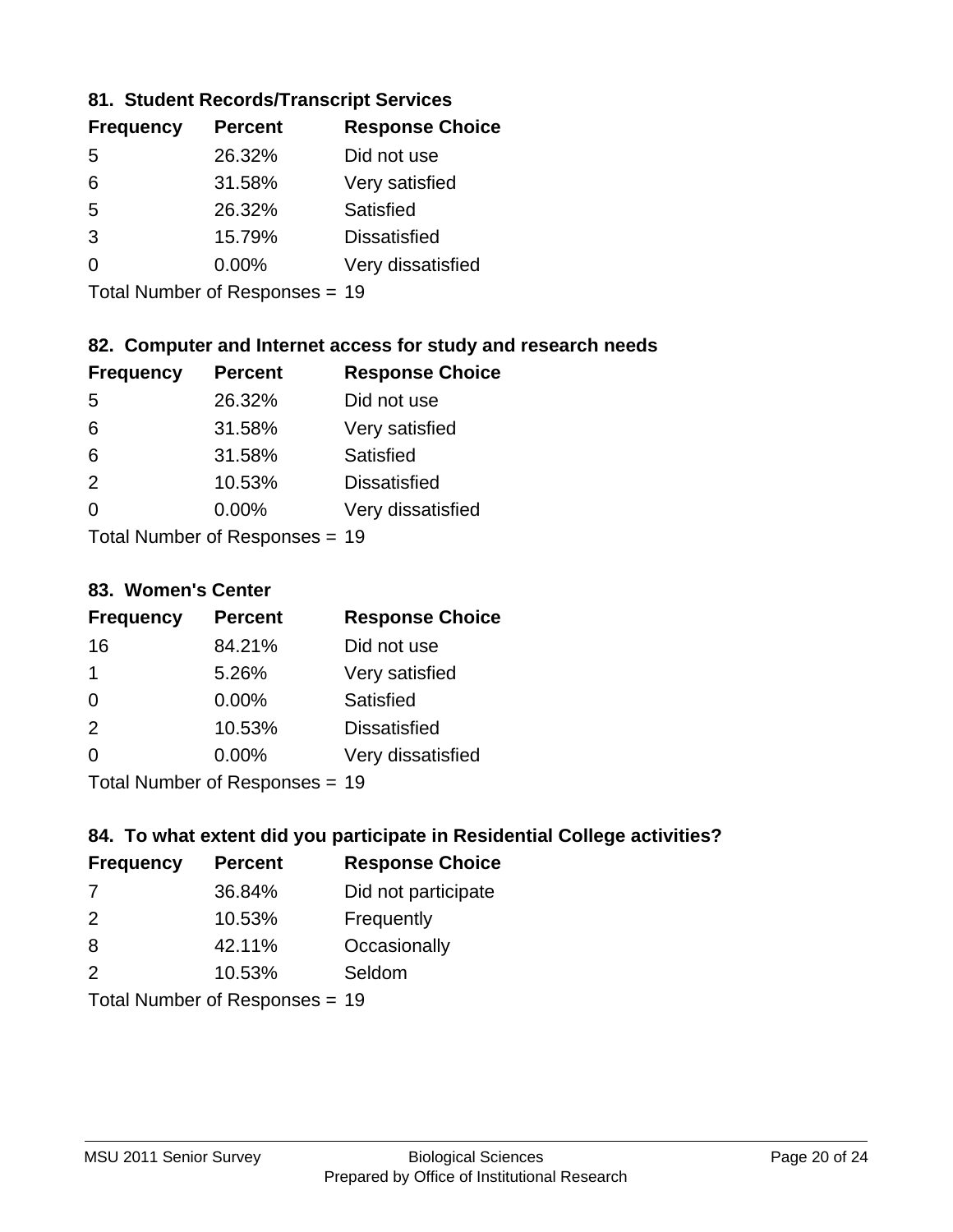### 81. Student Records/Transcript Services

| Frequency | Percent | Response Choice |
|---|---|---|
| 5 | 26.32% | Did not use |
| 6 | 31.58% | Very satisfied |
| 5 | 26.32% | Satisfied |
| 3 | 15.79% | Dissatisfied |
| 0 | 0.00% | Very dissatisfied |

Total Number of Responses = 19

### 82. Computer and Internet access for study and research needs

| Frequency | Percent | Response Choice |
|---|---|---|
| 5 | 26.32% | Did not use |
| 6 | 31.58% | Very satisfied |
| 6 | 31.58% | Satisfied |
| 2 | 10.53% | Dissatisfied |
| 0 | 0.00% | Very dissatisfied |

Total Number of Responses = 19

### 83. Women's Center

| Frequency | Percent | Response Choice |
|---|---|---|
| 16 | 84.21% | Did not use |
| 1 | 5.26% | Very satisfied |
| 0 | 0.00% | Satisfied |
| 2 | 10.53% | Dissatisfied |
| 0 | 0.00% | Very dissatisfied |

Total Number of Responses = 19

### 84. To what extent did you participate in Residential College activities?

| Frequency | Percent | Response Choice |
|---|---|---|
| 7 | 36.84% | Did not participate |
| 2 | 10.53% | Frequently |
| 8 | 42.11% | Occasionally |
| 2 | 10.53% | Seldom |

Total Number of Responses = 19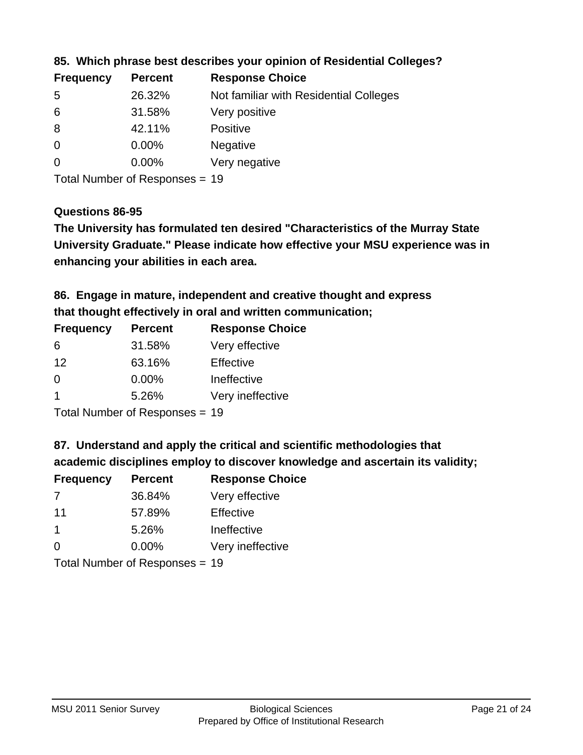**85. Which phrase best describes your opinion of Residential Colleges?**

| Frequency | Percent | Response Choice |
|---|---|---|
| 5 | 26.32% | Not familiar with Residential Colleges |
| 6 | 31.58% | Very positive |
| 8 | 42.11% | Positive |
| 0 | 0.00% | Negative |
| 0 | 0.00% | Very negative |

Total Number of Responses = 19

**Questions 86-95**

**The University has formulated ten desired "Characteristics of the Murray State University Graduate." Please indicate how effective your MSU experience was in enhancing your abilities in each area.**

**86. Engage in mature, independent and creative thought and express that thought effectively in oral and written communication;**

| Frequency | Percent | Response Choice |
|---|---|---|
| 6 | 31.58% | Very effective |
| 12 | 63.16% | Effective |
| 0 | 0.00% | Ineffective |
| 1 | 5.26% | Very ineffective |

Total Number of Responses = 19

**87. Understand and apply the critical and scientific methodologies that academic disciplines employ to discover knowledge and ascertain its validity;**

| Frequency | Percent | Response Choice |
|---|---|---|
| 7 | 36.84% | Very effective |
| 11 | 57.89% | Effective |
| 1 | 5.26% | Ineffective |
| 0 | 0.00% | Very ineffective |

Total Number of Responses = 19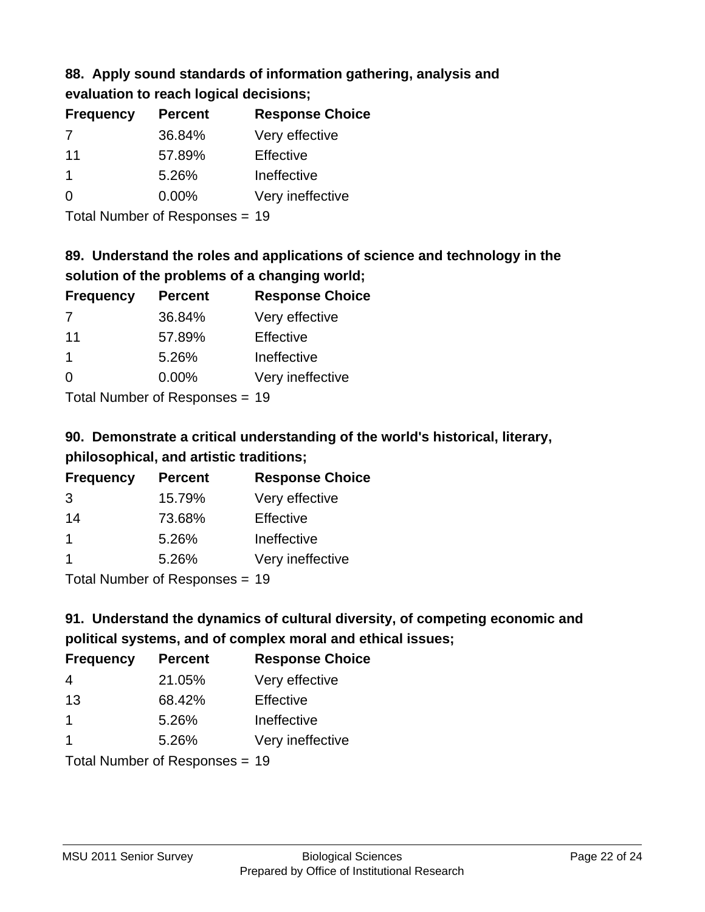### 88. Apply sound standards of information gathering, analysis and evaluation to reach logical decisions;

| Frequency | Percent | Response Choice |
|---|---|---|
| 7 | 36.84% | Very effective |
| 11 | 57.89% | Effective |
| 1 | 5.26% | Ineffective |
| 0 | 0.00% | Very ineffective |

Total Number of Responses = 19

### 89. Understand the roles and applications of science and technology in the solution of the problems of a changing world;

| Frequency | Percent | Response Choice |
|---|---|---|
| 7 | 36.84% | Very effective |
| 11 | 57.89% | Effective |
| 1 | 5.26% | Ineffective |
| 0 | 0.00% | Very ineffective |

Total Number of Responses = 19

### 90. Demonstrate a critical understanding of the world's historical, literary, philosophical, and artistic traditions;

| Frequency | Percent | Response Choice |
|---|---|---|
| 3 | 15.79% | Very effective |
| 14 | 73.68% | Effective |
| 1 | 5.26% | Ineffective |
| 1 | 5.26% | Very ineffective |

Total Number of Responses = 19

### 91. Understand the dynamics of cultural diversity, of competing economic and political systems, and of complex moral and ethical issues;

| Frequency | Percent | Response Choice |
|---|---|---|
| 4 | 21.05% | Very effective |
| 13 | 68.42% | Effective |
| 1 | 5.26% | Ineffective |
| 1 | 5.26% | Very ineffective |

Total Number of Responses = 19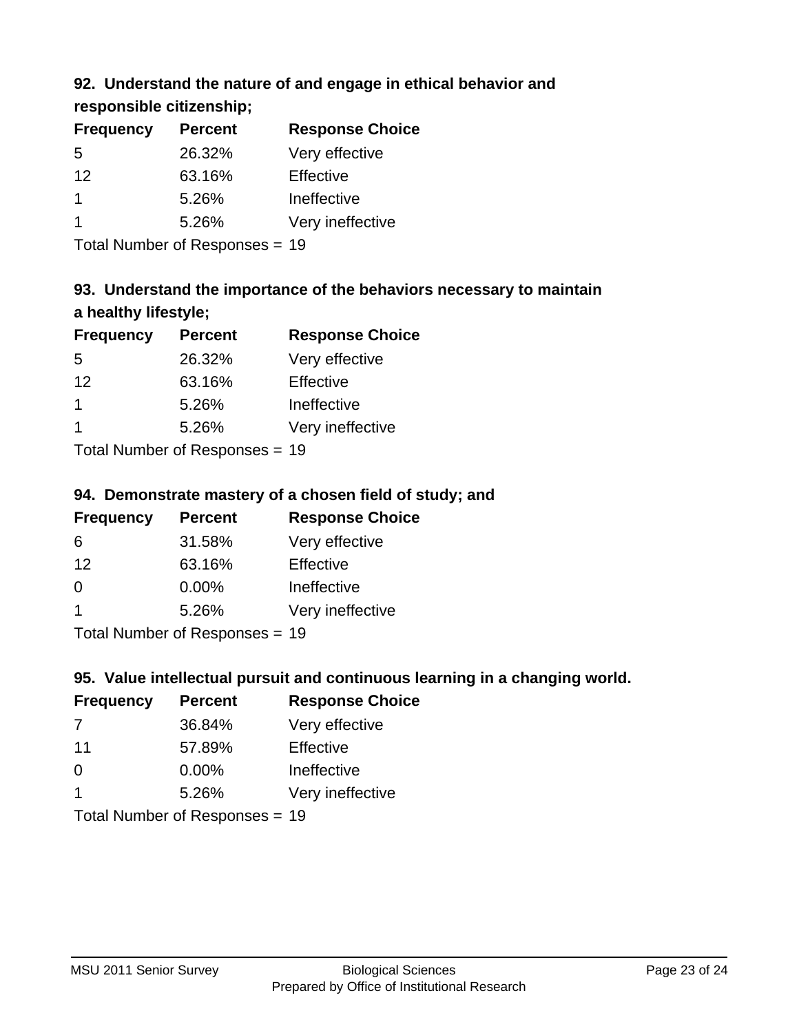### 92. Understand the nature of and engage in ethical behavior and responsible citizenship;

| Frequency | Percent | Response Choice |
|---|---|---|
| 5 | 26.32% | Very effective |
| 12 | 63.16% | Effective |
| 1 | 5.26% | Ineffective |
| 1 | 5.26% | Very ineffective |

Total Number of Responses = 19

### 93. Understand the importance of the behaviors necessary to maintain a healthy lifestyle;

| Frequency | Percent | Response Choice |
|---|---|---|
| 5 | 26.32% | Very effective |
| 12 | 63.16% | Effective |
| 1 | 5.26% | Ineffective |
| 1 | 5.26% | Very ineffective |

Total Number of Responses = 19

### 94. Demonstrate mastery of a chosen field of study; and

| Frequency | Percent | Response Choice |
|---|---|---|
| 6 | 31.58% | Very effective |
| 12 | 63.16% | Effective |
| 0 | 0.00% | Ineffective |
| 1 | 5.26% | Very ineffective |

Total Number of Responses = 19

### 95. Value intellectual pursuit and continuous learning in a changing world.

| Frequency | Percent | Response Choice |
|---|---|---|
| 7 | 36.84% | Very effective |
| 11 | 57.89% | Effective |
| 0 | 0.00% | Ineffective |
| 1 | 5.26% | Very ineffective |

Total Number of Responses = 19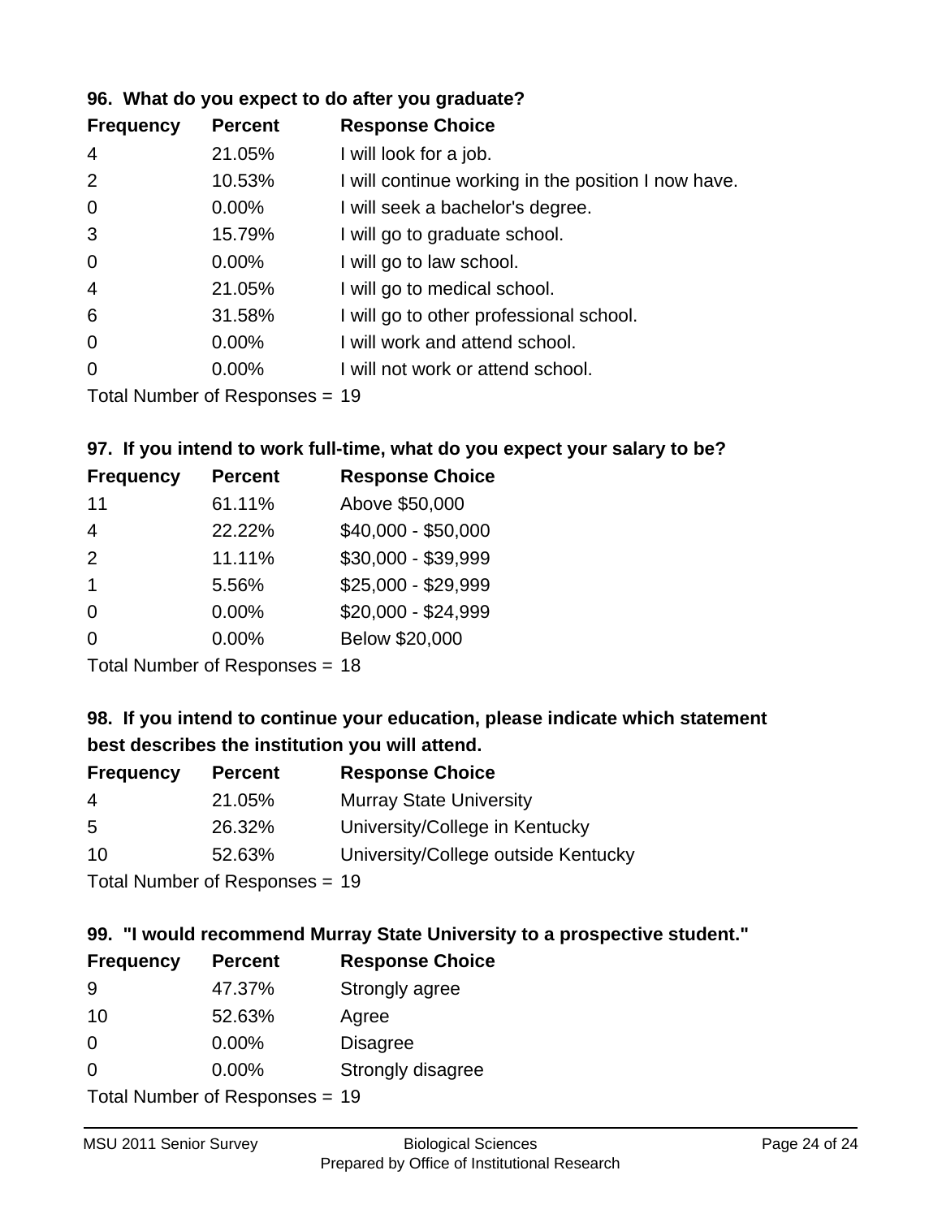### 96. What do you expect to do after you graduate?

| Frequency | Percent | Response Choice |
|---|---|---|
| 4 | 21.05% | I will look for a job. |
| 2 | 10.53% | I will continue working in the position I now have. |
| 0 | 0.00% | I will seek a bachelor's degree. |
| 3 | 15.79% | I will go to graduate school. |
| 0 | 0.00% | I will go to law school. |
| 4 | 21.05% | I will go to medical school. |
| 6 | 31.58% | I will go to other professional school. |
| 0 | 0.00% | I will work and attend school. |
| 0 | 0.00% | I will not work or attend school. |

Total Number of Responses = 19

### 97. If you intend to work full-time, what do you expect your salary to be?

| Frequency | Percent | Response Choice |
|---|---|---|
| 11 | 61.11% | Above $50,000 |
| 4 | 22.22% | $40,000 - $50,000 |
| 2 | 11.11% | $30,000 - $39,999 |
| 1 | 5.56% | $25,000 - $29,999 |
| 0 | 0.00% | $20,000 - $24,999 |
| 0 | 0.00% | Below $20,000 |

Total Number of Responses = 18

### 98. If you intend to continue your education, please indicate which statement best describes the institution you will attend.

| Frequency | Percent | Response Choice |
|---|---|---|
| 4 | 21.05% | Murray State University |
| 5 | 26.32% | University/College in Kentucky |
| 10 | 52.63% | University/College outside Kentucky |

Total Number of Responses = 19

### 99. "I would recommend Murray State University to a prospective student."

| Frequency | Percent | Response Choice |
|---|---|---|
| 9 | 47.37% | Strongly agree |
| 10 | 52.63% | Agree |
| 0 | 0.00% | Disagree |
| 0 | 0.00% | Strongly disagree |

Total Number of Responses = 19